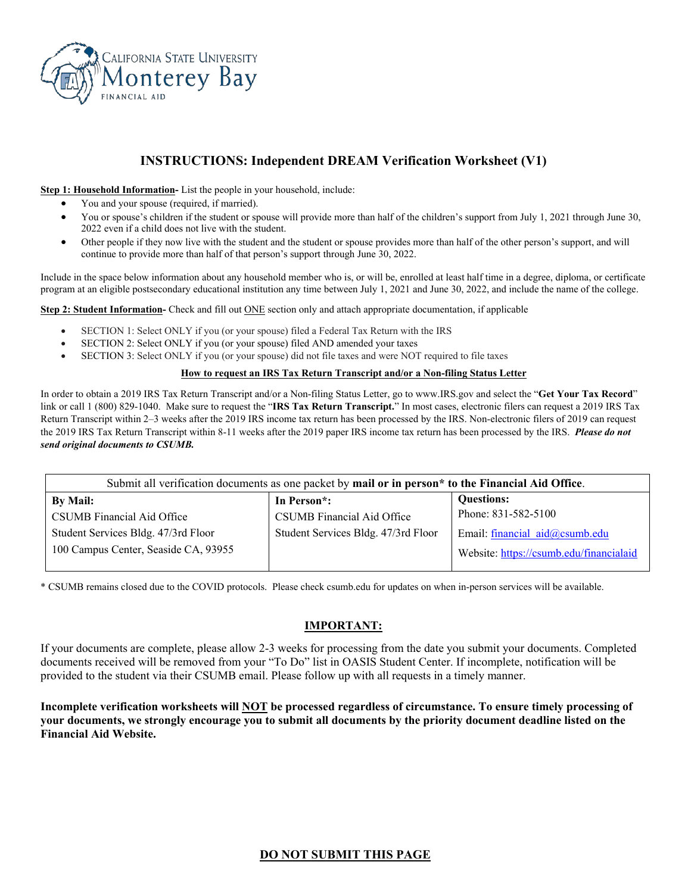CALIFORNIA STATE UNIVERSITY
Monterey Bay
FINANCIAL AID

# INSTRUCTIONS: Independent DREAM Verification Worksheet (V1)

**Step 1: Household Information-** List the people in your household, include:

- You and your spouse (required, if married).
- You or spouse's children if the student or spouse will provide more than half of the children's support from July 1, 2021 through June 30, 2022 even if a child does not live with the student.
- Other people if they now live with the student and the student or spouse provides more than half of the other person's support, and will continue to provide more than half of that person's support through June 30, 2022.

Include in the space below information about any household member who is, or will be, enrolled at least half time in a degree, diploma, or certificate program at an eligible postsecondary educational institution any time between July 1, 2021 and June 30, 2022, and include the name of the college.

**Step 2: Student Information-** Check and fill out ONE section only and attach appropriate documentation, if applicable

- SECTION 1: Select ONLY if you (or your spouse) filed a Federal Tax Return with the IRS
- SECTION 2: Select ONLY if you (or your spouse) filed AND amended your taxes
- SECTION 3: Select ONLY if you (or your spouse) did not file taxes and were NOT required to file taxes

**How to request an IRS Tax Return Transcript and/or a Non-filing Status Letter**

In order to obtain a 2019 IRS Tax Return Transcript and/or a Non-filing Status Letter, go to www.IRS.gov and select the "**Get Your Tax Record**" link or call 1 (800) 829-1040. Make sure to request the "**IRS Tax Return Transcript.**" In most cases, electronic filers can request a 2019 IRS Tax Return Transcript within 2–3 weeks after the 2019 IRS income tax return has been processed by the IRS. Non-electronic filers of 2019 can request the 2019 IRS Tax Return Transcript within 8-11 weeks after the 2019 paper IRS income tax return has been processed by the IRS. ***Please do not send original documents to CSUMB.***

| Submit all verification documents as one packet by **mail or in person\* to the Financial Aid Office**. | | |
|---|---|---|
| **By Mail:**<br>CSUMB Financial Aid Office<br>Student Services Bldg. 47/3rd Floor<br>100 Campus Center, Seaside CA, 93955 | **In Person\*:**<br>CSUMB Financial Aid Office<br>Student Services Bldg. 47/3rd Floor | **Questions:**<br>Phone: 831-582-5100<br>Email: financial_aid@csumb.edu<br>Website: https://csumb.edu/financialaid |

\* CSUMB remains closed due to the COVID protocols. Please check csumb.edu for updates on when in-person services will be available.

## IMPORTANT:

If your documents are complete, please allow 2-3 weeks for processing from the date you submit your documents. Completed documents received will be removed from your "To Do" list in OASIS Student Center. If incomplete, notification will be provided to the student via their CSUMB email. Please follow up with all requests in a timely manner.

**Incomplete verification worksheets will NOT be processed regardless of circumstance. To ensure timely processing of your documents, we strongly encourage you to submit all documents by the priority document deadline listed on the Financial Aid Website.**

**DO NOT SUBMIT THIS PAGE**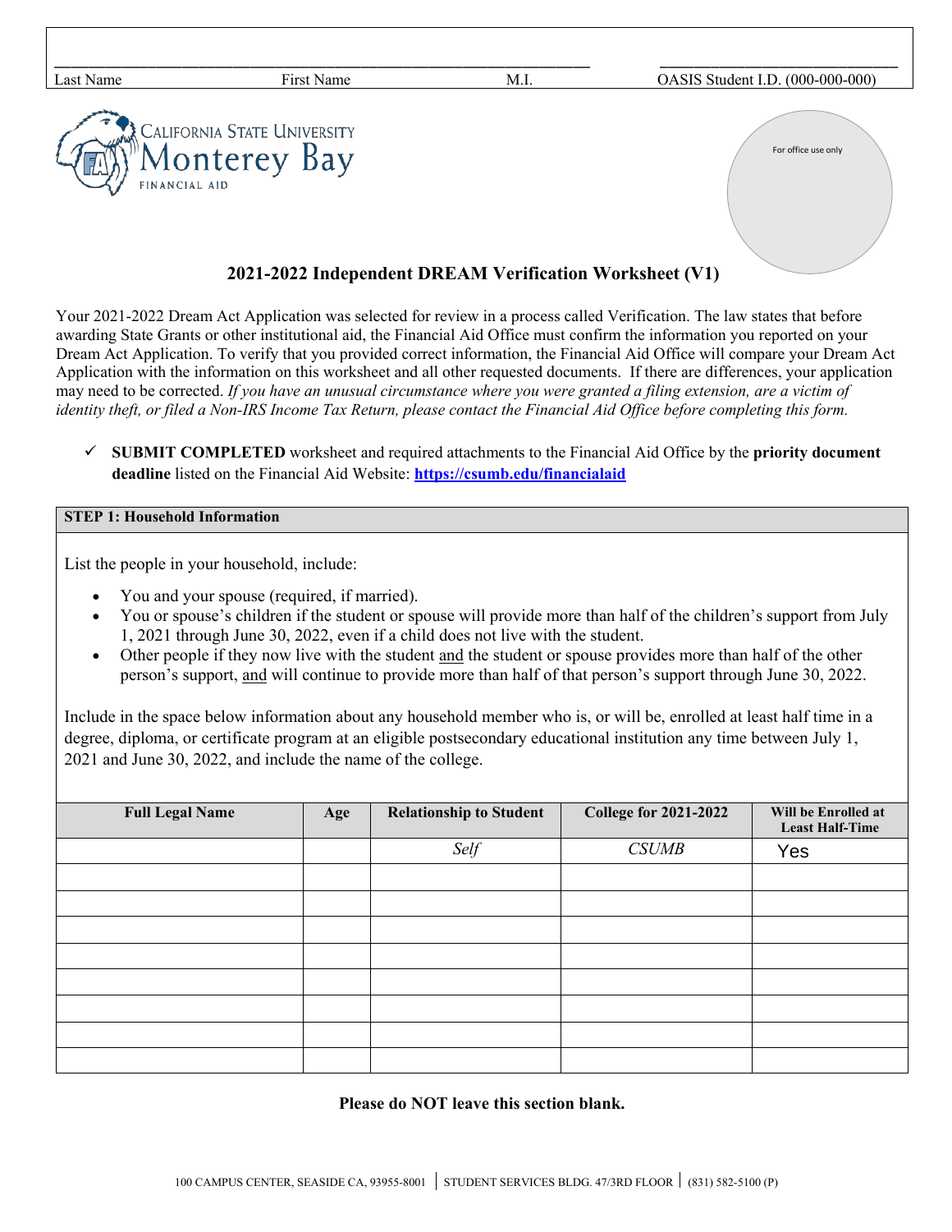| Last Name | First Name | M.I. | OASIS Student I.D. (000-000-000) |
|---|---|---|---|
| | | | |

California State University Monterey Bay
FINANCIAL AID

For office use only

## 2021-2022 Independent DREAM Verification Worksheet (V1)

Your 2021-2022 Dream Act Application was selected for review in a process called Verification. The law states that before awarding State Grants or other institutional aid, the Financial Aid Office must confirm the information you reported on your Dream Act Application. To verify that you provided correct information, the Financial Aid Office will compare your Dream Act Application with the information on this worksheet and all other requested documents. If there are differences, your application may need to be corrected. *If you have an unusual circumstance where you were granted a filing extension, are a victim of identity theft, or filed a Non-IRS Income Tax Return, please contact the Financial Aid Office before completing this form.*

- ✓ **SUBMIT COMPLETED** worksheet and required attachments to the Financial Aid Office by the **priority document deadline** listed on the Financial Aid Website: **https://csumb.edu/financialaid**

### STEP 1: Household Information

List the people in your household, include:

- You and your spouse (required, if married).
- You or spouse's children if the student or spouse will provide more than half of the children's support from July 1, 2021 through June 30, 2022, even if a child does not live with the student.
- Other people if they now live with the student and the student or spouse provides more than half of the other person's support, and will continue to provide more than half of that person's support through June 30, 2022.

Include in the space below information about any household member who is, or will be, enrolled at least half time in a degree, diploma, or certificate program at an eligible postsecondary educational institution any time between July 1, 2021 and June 30, 2022, and include the name of the college.

| Full Legal Name | Age | Relationship to Student | College for 2021-2022 | Will be Enrolled at Least Half-Time |
|---|---|---|---|---|
| | | *Self* | *CSUMB* | Yes |
| | | | | |
| | | | | |
| | | | | |
| | | | | |
| | | | | |
| | | | | |
| | | | | |
| | | | | |

**Please do NOT leave this section blank.**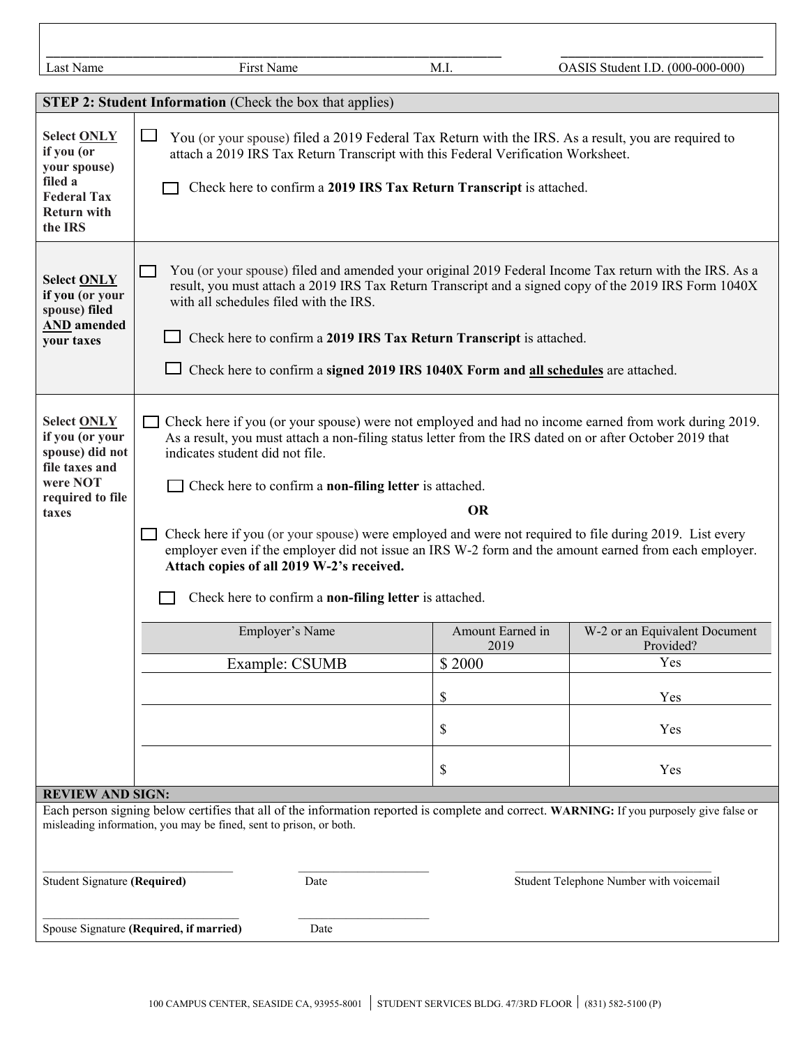| | | | |
|---|---|---|---|
| Last Name | First Name | M.I. | OASIS Student I.D. (000-000-000) |

**STEP 2: Student Information** (Check the box that applies)

| Select | Options |
|---|---|
| **Select ONLY if you (or your spouse) filed a Federal Tax Return with the IRS** | ☐ You (or your spouse) filed a 2019 Federal Tax Return with the IRS. As a result, you are required to attach a 2019 IRS Tax Return Transcript with this Federal Verification Worksheet.<br><br>☐ Check here to confirm a **2019 IRS Tax Return Transcript** is attached. |
| **Select ONLY if you (or your spouse) filed AND amended your taxes** | ☐ You (or your spouse) filed and amended your original 2019 Federal Income Tax return with the IRS. As a result, you must attach a 2019 IRS Tax Return Transcript and a signed copy of the 2019 IRS Form 1040X with all schedules filed with the IRS.<br><br>☐ Check here to confirm a **2019 IRS Tax Return Transcript** is attached.<br><br>☐ Check here to confirm a **signed 2019 IRS 1040X Form and all schedules** are attached. |
| **Select ONLY if you (or your spouse) did not file taxes and were NOT required to file taxes** | ☐ Check here if you (or your spouse) were not employed and had no income earned from work during 2019. As a result, you must attach a non-filing status letter from the IRS dated on or after October 2019 that indicates student did not file.<br><br>☐ Check here to confirm a **non-filing letter** is attached.<br><br>**OR**<br><br>☐ Check here if you (or your spouse) were employed and were not required to file during 2019. List every employer even if the employer did not issue an IRS W-2 form and the amount earned from each employer. **Attach copies of all 2019 W-2's received.**<br><br>☐ Check here to confirm a **non-filing letter** is attached. |

| Employer's Name | Amount Earned in 2019 | W-2 or an Equivalent Document Provided? |
|---|---|---|
| Example: CSUMB | $ 2000 | Yes |
| | $ | Yes |
| | $ | Yes |
| | $ | Yes |

**REVIEW AND SIGN:**

Each person signing below certifies that all of the information reported is complete and correct. **WARNING:** If you purposely give false or misleading information, you may be fined, sent to prison, or both.

| | | |
|---|---|---|
| Student Signature **(Required)** | Date | Student Telephone Number with voicemail |
| Spouse Signature **(Required, if married)** | Date | |

100 CAMPUS CENTER, SEASIDE CA, 93955-8001 | STUDENT SERVICES BLDG. 47/3RD FLOOR | (831) 582-5100 (P)